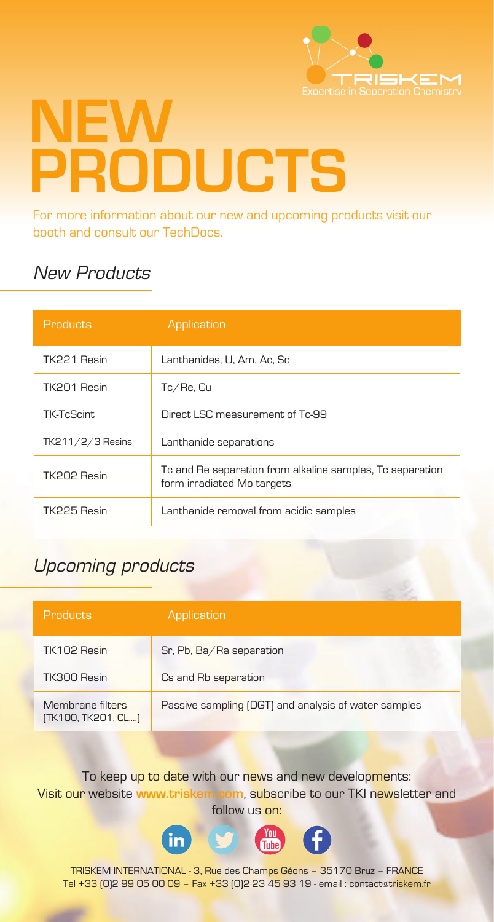TRISKEM
Expertise in Separation Chemistry

# NEW PRODUCTS

For more information about our new and upcoming products visit our booth and consult our TechDocs.

## *New Products*

| Products | Application |
|---|---|
| TK221 Resin | Lanthanides, U, Am, Ac, Sc |
| TK201 Resin | Tc/Re, Cu |
| TK-TcScint | Direct LSC measurement of Tc-99 |
| TK211/2/3 Resins | Lanthanide separations |
| TK202 Resin | Tc and Re separation from alkaline samples, Tc separation form irradiated Mo targets |
| TK225 Resin | Lanthanide removal from acidic samples |

## *Upcoming products*

| Products | Application |
|---|---|
| TK102 Resin | Sr, Pb, Ba/Ra separation |
| TK300 Resin | Cs and Rb separation |
| Membrane filters (TK100, TK201, CL,...) | Passive sampling (DGT) and analysis of water samples |

To keep up to date with our news and new developments:
Visit our website **www.triskem.com**, subscribe to our TKI newsletter and follow us on:

TRISKEM INTERNATIONAL - 3, Rue des Champs Géons – 35170 Bruz – FRANCE
Tel +33 (0)2 99 05 00 09 – Fax +33 (0)2 23 45 93 19 - email : contact@triskem.fr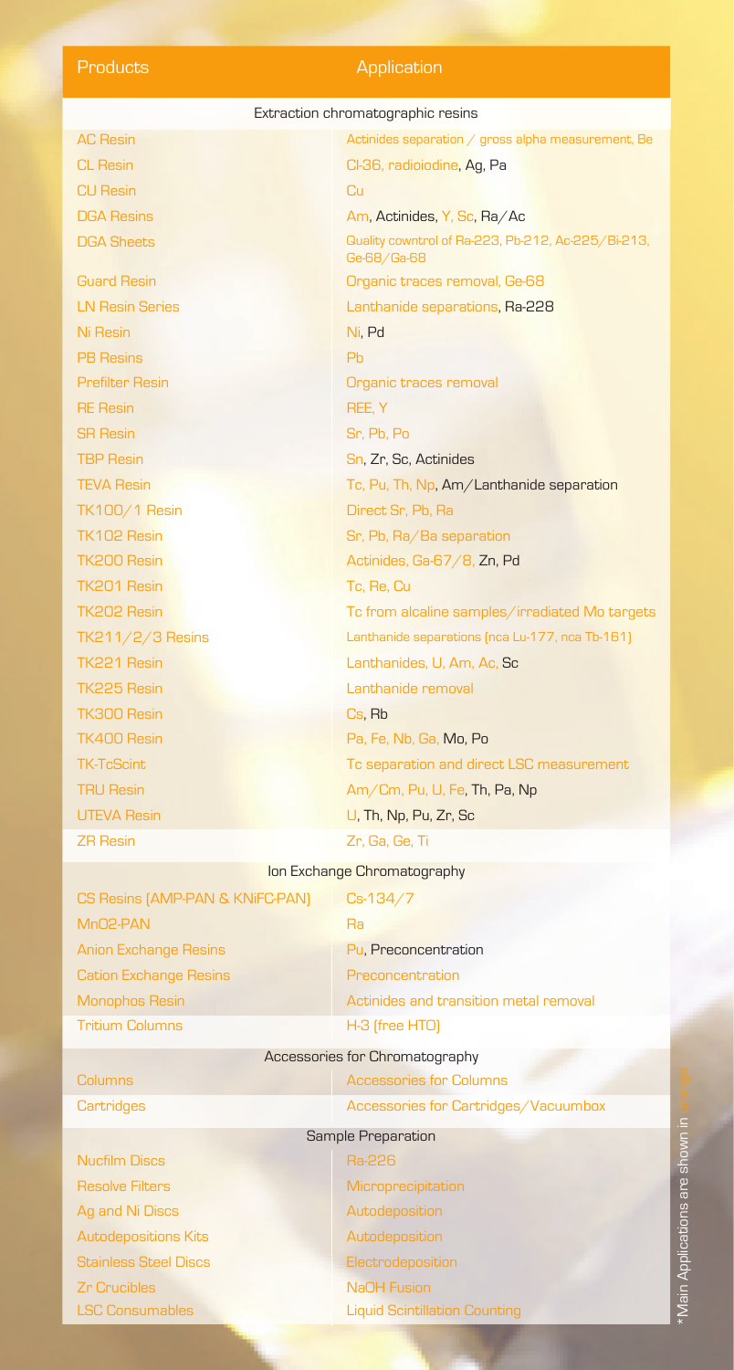| Products | Application |
|---|---|
| **Extraction chromatographic resins** | |
| AC Resin | Actinides separation / gross alpha measurement, Be |
| CL Resin | Cl-36, radioiodine, Ag, Pa |
| CU Resin | Cu |
| DGA Resins | Am, Actinides, Y, Sc, Ra/Ac |
| DGA Sheets | Quality cowntrol of Ra-223, Pb-212, Ac-225/Bi-213, Ge-68/Ga-68 |
| Guard Resin | Organic traces removal, Ge-68 |
| LN Resin Series | Lanthanide separations, Ra-228 |
| Ni Resin | Ni, Pd |
| PB Resins | Pb |
| Prefilter Resin | Organic traces removal |
| RE Resin | REE, Y |
| SR Resin | Sr, Pb, Po |
| TBP Resin | Sn, Zr, Sc, Actinides |
| TEVA Resin | Tc, Pu, Th, Np, Am/Lanthanide separation |
| TK100/1 Resin | Direct Sr, Pb, Ra |
| TK102 Resin | Sr, Pb, Ra/Ba separation |
| TK200 Resin | Actinides, Ga-67/8, Zn, Pd |
| TK201 Resin | Tc, Re, Cu |
| TK202 Resin | Tc from alcaline samples/irradiated Mo targets |
| TK211/2/3 Resins | Lanthanide separations (nca Lu-177, nca Tb-161) |
| TK221 Resin | Lanthanides, U, Am, Ac, Sc |
| TK225 Resin | Lanthanide removal |
| TK300 Resin | Cs, Rb |
| TK400 Resin | Pa, Fe, Nb, Ga, Mo, Po |
| TK-TcScint | Tc separation and direct LSC measurement |
| TRU Resin | Am/Cm, Pu, U, Fe, Th, Pa, Np |
| UTEVA Resin | U, Th, Np, Pu, Zr, Sc |
| ZR Resin | Zr, Ga, Ge, Ti |
| **Ion Exchange Chromatography** | |
| CS Resins (AMP-PAN & KNiFC-PAN) | Cs-134/7 |
| MnO2-PAN | Ra |
| Anion Exchange Resins | Pu, Preconcentration |
| Cation Exchange Resins | Preconcentration |
| Monophos Resin | Actinides and transition metal removal |
| Tritium Columns | H-3 (free HTO) |
| **Accessories for Chromatography** | |
| Columns | Accessories for Columns |
| Cartridges | Accessories for Cartridges/Vacuumbox |
| **Sample Preparation** | |
| Nucfilm Discs | Ra-226 |
| Resolve Filters | Microprecipitation |
| Ag and Ni Discs | Autodeposition |
| Autodepositions Kits | Autodeposition |
| Stainless Steel Discs | Electrodeposition |
| Zr Crucibles | NaOH Fusion |
| LSC Consumables | Liquid Scintillation Counting |

*Main Applications are shown in orange